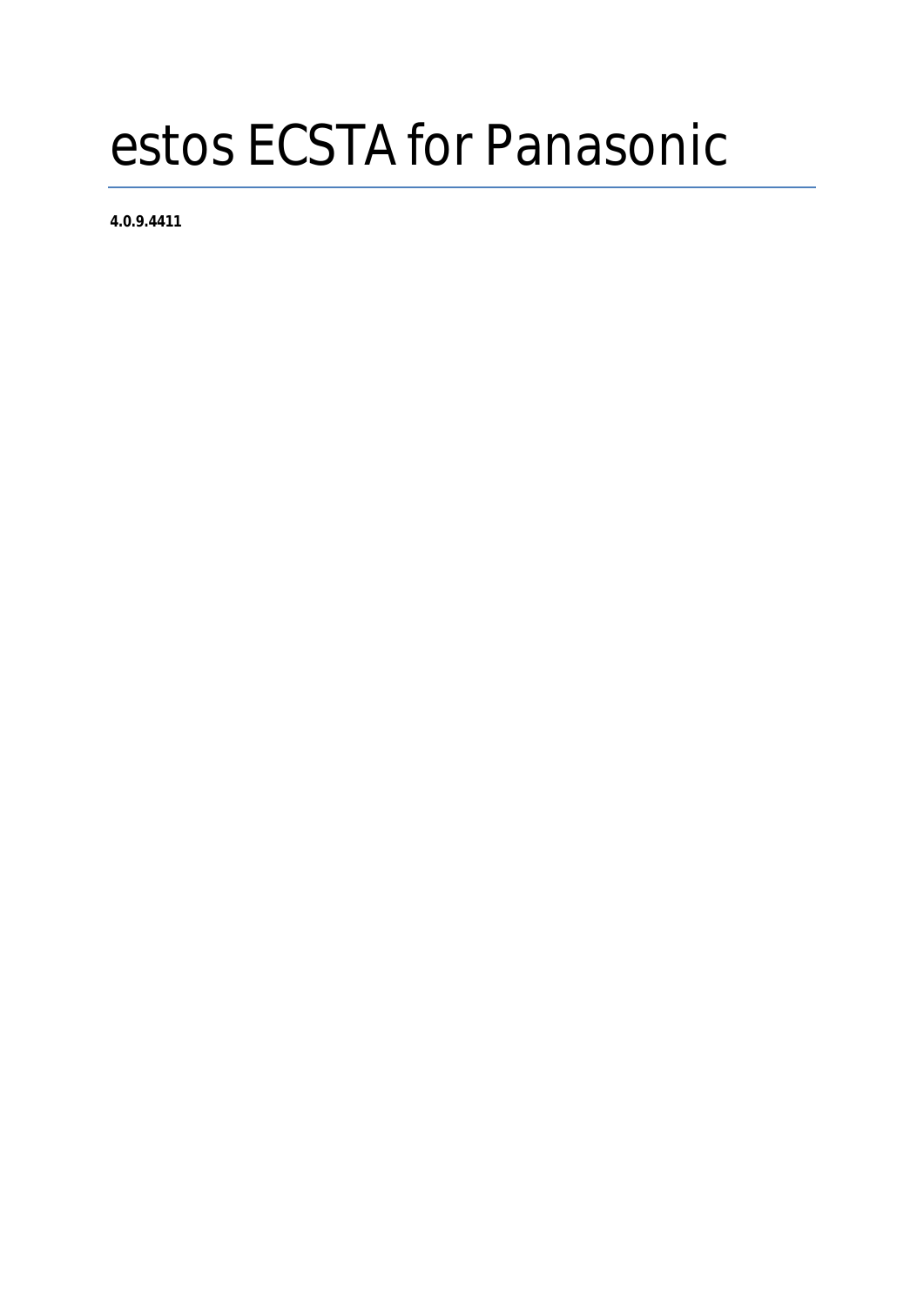# estos ECSTA for Panasonic

**4.0.9.4411**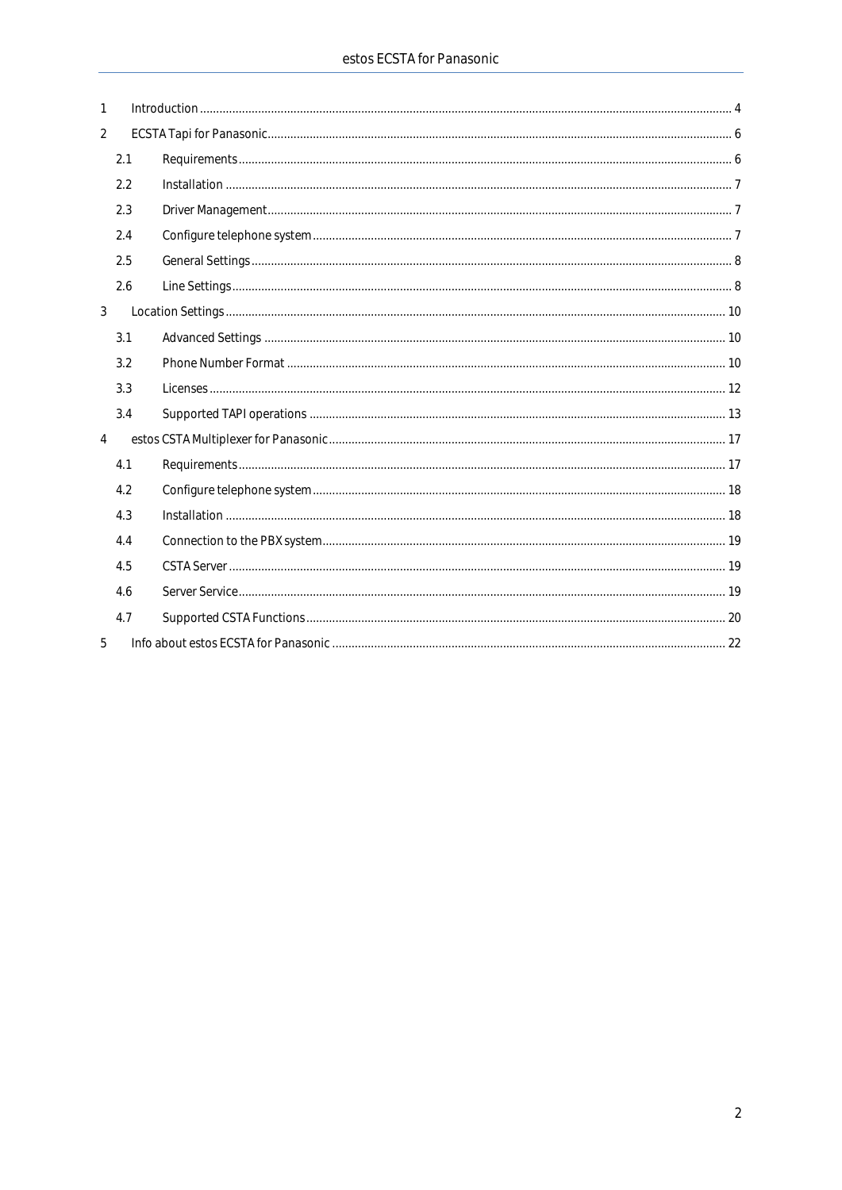| | | |
|---|---|---|
| 1 | Introduction | 4 |
| 2 | ECSTA Tapi for Panasonic | 6 |
| 2.1 | Requirements | 6 |
| 2.2 | Installation | 7 |
| 2.3 | Driver Management | 7 |
| 2.4 | Configure telephone system | 7 |
| 2.5 | General Settings | 8 |
| 2.6 | Line Settings | 8 |
| 3 | Location Settings | 10 |
| 3.1 | Advanced Settings | 10 |
| 3.2 | Phone Number Format | 10 |
| 3.3 | Licenses | 12 |
| 3.4 | Supported TAPI operations | 13 |
| 4 | estos CSTA Multiplexer for Panasonic | 17 |
| 4.1 | Requirements | 17 |
| 4.2 | Configure telephone system | 18 |
| 4.3 | Installation | 18 |
| 4.4 | Connection to the PBX system | 19 |
| 4.5 | CSTA Server | 19 |
| 4.6 | Server Service | 19 |
| 4.7 | Supported CSTA Functions | 20 |
| 5 | Info about estos ECSTA for Panasonic | 22 |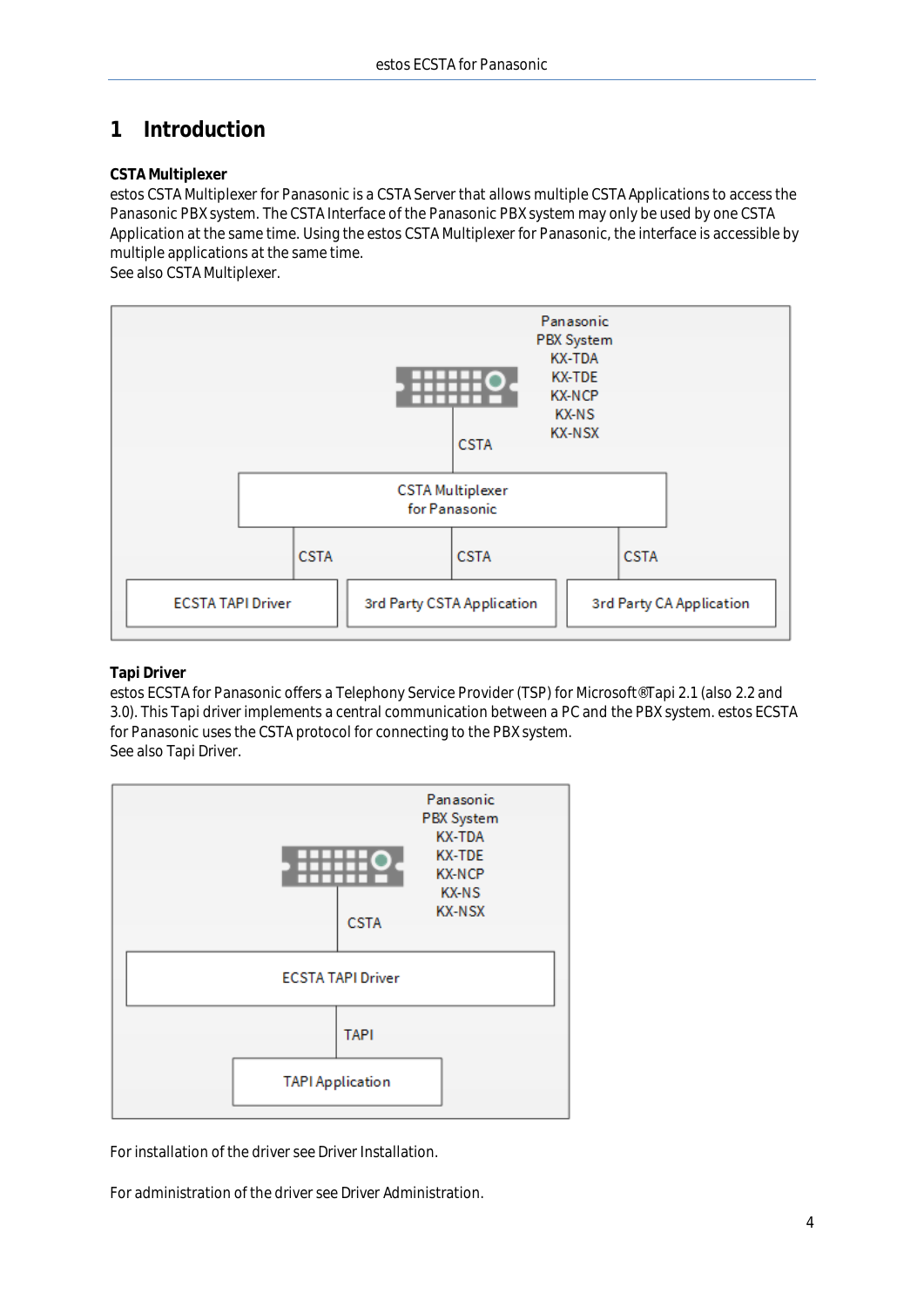# 1 Introduction

**CSTA Multiplexer**
estos CSTA Multiplexer for Panasonic is a CSTA Server that allows multiple CSTA Applications to access the Panasonic PBX system. The CSTA Interface of the Panasonic PBX system may only be used by one CSTA Application at the same time. Using the estos CSTA Multiplexer for Panasonic, the interface is accessible by multiple applications at the same time.
See also CSTA Multiplexer.

**Tapi Driver**
estos ECSTA for Panasonic offers a Telephony Service Provider (TSP) for Microsoft®Tapi 2.1 (also 2.2 and 3.0). This Tapi driver implements a central communication between a PC and the PBX system. estos ECSTA for Panasonic uses the CSTA protocol for connecting to the PBX system.
See also Tapi Driver.

For installation of the driver see Driver Installation.

For administration of the driver see Driver Administration.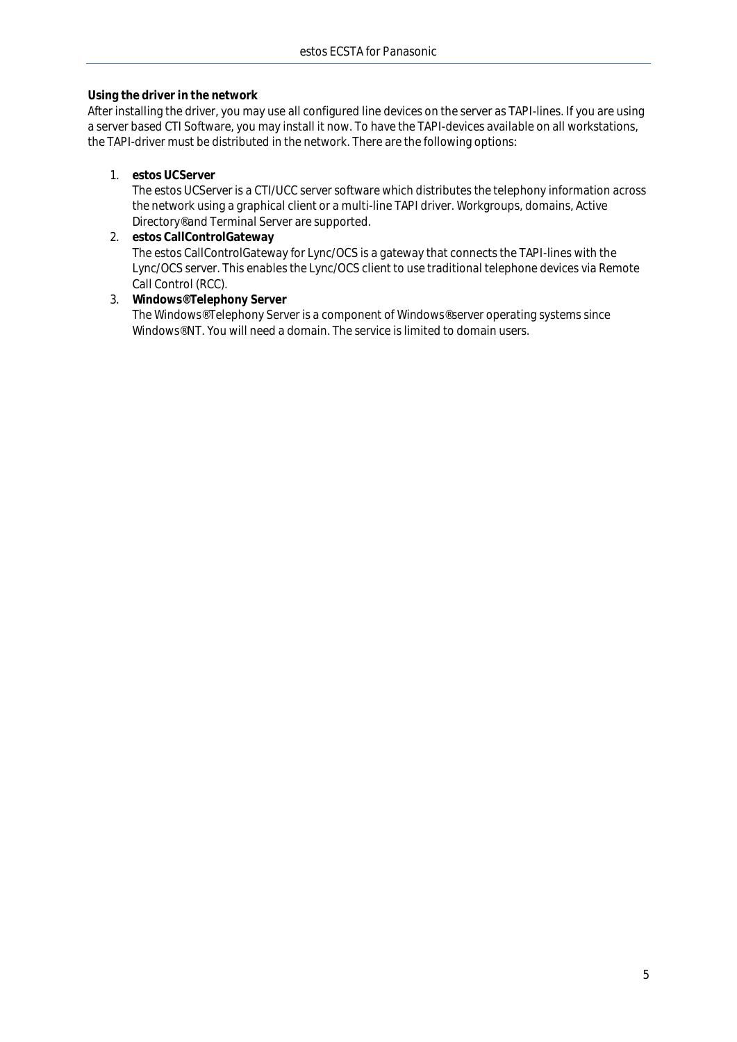**Using the driver in the network**

After installing the driver, you may use all configured line devices on the server as TAPI-lines. If you are using a server based CTI Software, you may install it now. To have the TAPI-devices available on all workstations, the TAPI-driver must be distributed in the network. There are the following options:

1. **estos UCServer**
   The estos UCServer is a CTI/UCC server software which distributes the telephony information across the network using a graphical client or a multi-line TAPI driver. Workgroups, domains, Active Directory® and Terminal Server are supported.
2. **estos CallControlGateway**
   The estos CallControlGateway for Lync/OCS is a gateway that connects the TAPI-lines with the Lync/OCS server. This enables the Lync/OCS client to use traditional telephone devices via Remote Call Control (RCC).
3. **Windows® Telephony Server**
   The Windows® Telephony Server is a component of Windows® server operating systems since Windows® NT. You will need a domain. The service is limited to domain users.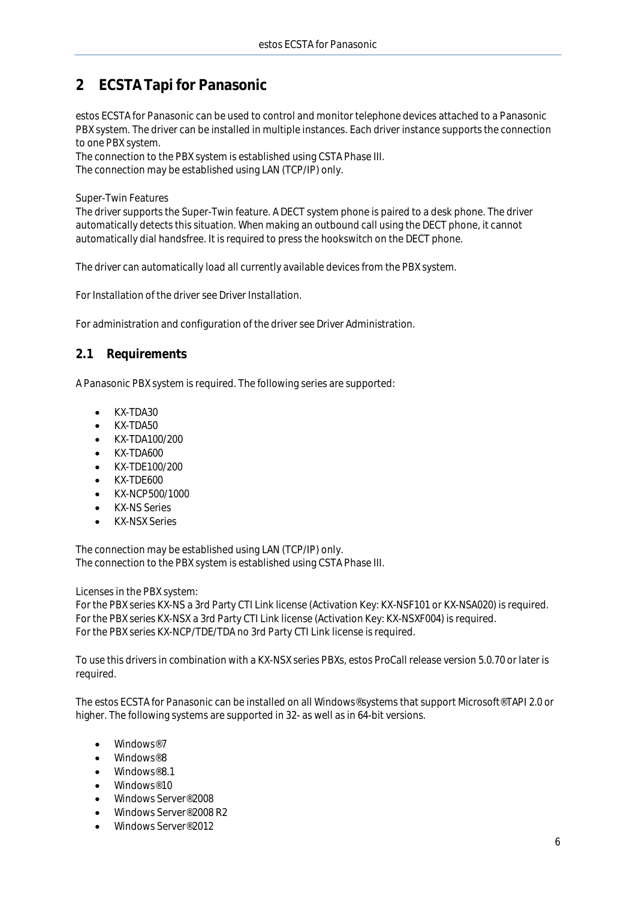# 2 ECSTA Tapi for Panasonic

estos ECSTA for Panasonic can be used to control and monitor telephone devices attached to a Panasonic PBX system. The driver can be installed in multiple instances. Each driver instance supports the connection to one PBX system.
The connection to the PBX system is established using CSTA Phase III.
The connection may be established using LAN (TCP/IP) only.

Super-Twin Features
The driver supports the Super-Twin feature. A DECT system phone is paired to a desk phone. The driver automatically detects this situation. When making an outbound call using the DECT phone, it cannot automatically dial handsfree. It is required to press the hookswitch on the DECT phone.

The driver can automatically load all currently available devices from the PBX system.

For Installation of the driver see Driver Installation.

For administration and configuration of the driver see Driver Administration.

## 2.1 Requirements

A Panasonic PBX system is required. The following series are supported:

- KX-TDA30
- KX-TDA50
- KX-TDA100/200
- KX-TDA600
- KX-TDE100/200
- KX-TDE600
- KX-NCP500/1000
- KX-NS Series
- KX-NSX Series

The connection may be established using LAN (TCP/IP) only.
The connection to the PBX system is established using CSTA Phase III.

Licenses in the PBX system:
For the PBX series KX-NS a 3rd Party CTI Link license (Activation Key: KX-NSF101 or KX-NSA020) is required.
For the PBX series KX-NSX a 3rd Party CTI Link license (Activation Key: KX-NSXF004) is required.
For the PBX series KX-NCP/TDE/TDA no 3rd Party CTI Link license is required.

To use this drivers in combination with a KX-NSX series PBXs, estos ProCall release version 5.0.70 or later is required.

The estos ECSTA for Panasonic can be installed on all Windows® systems that support Microsoft® TAPI 2.0 or higher. The following systems are supported in 32- as well as in 64-bit versions.

- Windows® 7
- Windows® 8
- Windows® 8.1
- Windows® 10
- Windows Server® 2008
- Windows Server® 2008 R2
- Windows Server® 2012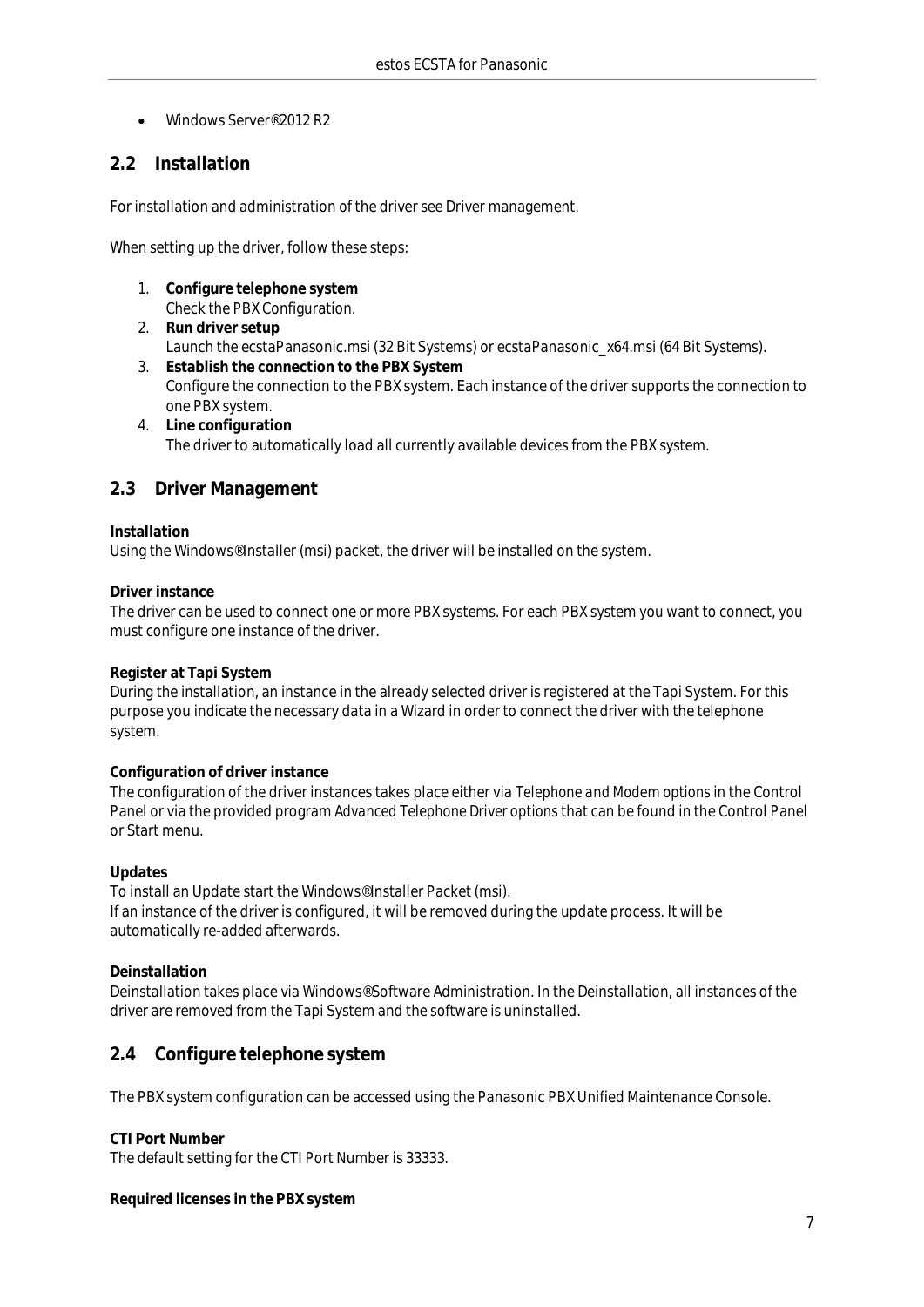- Windows Server®2012 R2

## 2.2 Installation

For installation and administration of the driver see Driver management.

When setting up the driver, follow these steps:

1. **Configure telephone system**
   Check the PBX Configuration.
2. **Run driver setup**
   Launch the ecstaPanasonic.msi (32 Bit Systems) or ecstaPanasonic_x64.msi (64 Bit Systems).
3. **Establish the connection to the PBX System**
   Configure the connection to the PBX system. Each instance of the driver supports the connection to one PBX system.
4. **Line configuration**
   The driver to automatically load all currently available devices from the PBX system.

## 2.3 Driver Management

**Installation**
Using the Windows®Installer (msi) packet, the driver will be installed on the system.

**Driver instance**
The driver can be used to connect one or more PBX systems. For each PBX system you want to connect, you must configure one instance of the driver.

**Register at Tapi System**
During the installation, an instance in the already selected driver is registered at the Tapi System. For this purpose you indicate the necessary data in a Wizard in order to connect the driver with the telephone system.

**Configuration of driver instance**
The configuration of the driver instances takes place either via *Telephone and Modem options* in the Control Panel or via the provided program *Advanced Telephone Driver options* that can be found in the Control Panel or Start menu.

**Updates**
To install an Update start the Windows®Installer Packet (msi).
If an instance of the driver is configured, it will be removed during the update process. It will be automatically re-added afterwards.

**Deinstallation**
Deinstallation takes place via Windows®Software Administration. In the Deinstallation, all instances of the driver are removed from the Tapi System and the software is uninstalled.

## 2.4 Configure telephone system

The PBX system configuration can be accessed using the Panasonic PBX Unified Maintenance Console.

**CTI Port Number**
The default setting for the CTI Port Number is 33333.

**Required licenses in the PBX system**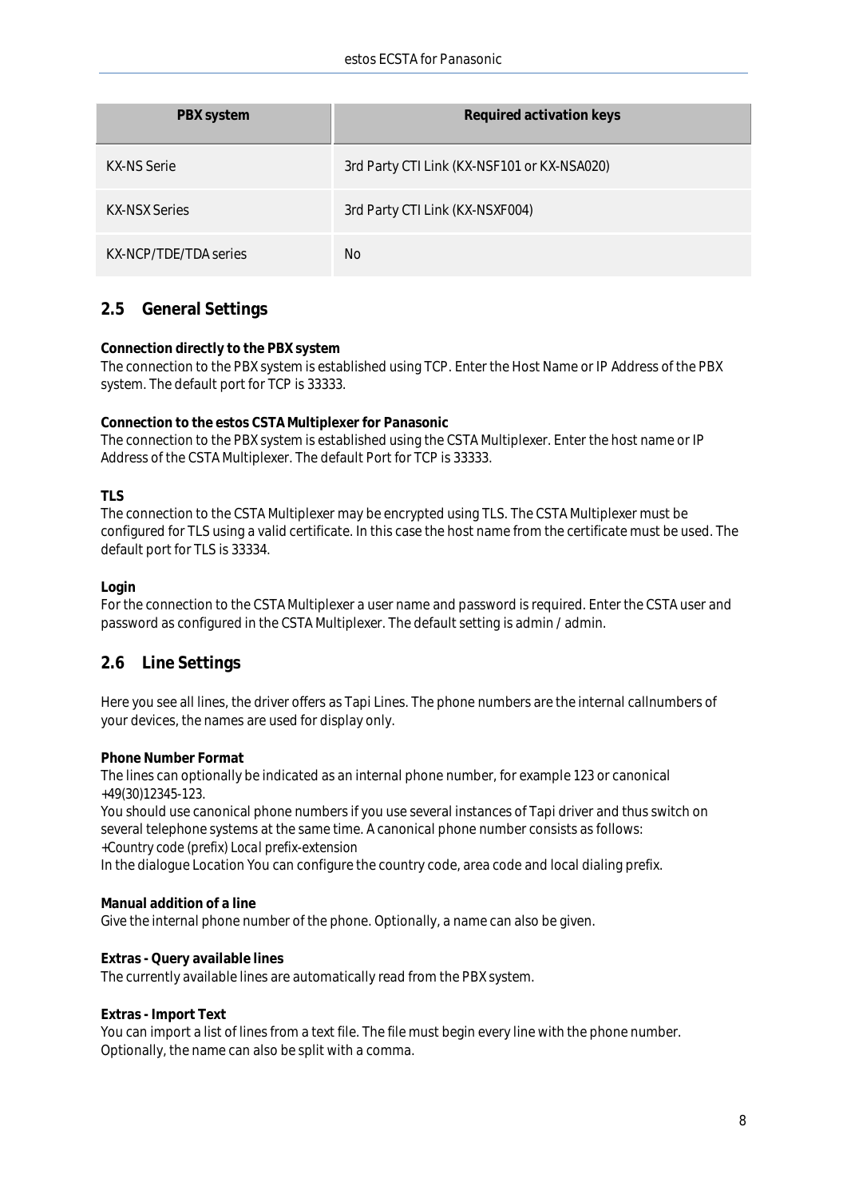| PBX system | Required activation keys |
| --- | --- |
| KX-NS Serie | 3rd Party CTI Link (KX-NSF101 or KX-NSA020) |
| KX-NSX Series | 3rd Party CTI Link (KX-NSXF004) |
| KX-NCP/TDE/TDA series | No |

## 2.5 General Settings

**Connection directly to the PBX system**
The connection to the PBX system is established using TCP. Enter the Host Name or IP Address of the PBX system. The default port for TCP is 33333.

**Connection to the estos CSTA Multiplexer for Panasonic**
The connection to the PBX system is established using the CSTA Multiplexer. Enter the host name or IP Address of the CSTA Multiplexer. The default Port for TCP is 33333.

**TLS**
The connection to the CSTA Multiplexer may be encrypted using TLS. The CSTA Multiplexer must be configured for TLS using a valid certificate. In this case the host name from the certificate must be used. The default port for TLS is 33334.

**Login**
For the connection to the CSTA Multiplexer a user name and password is required. Enter the CSTA user and password as configured in the CSTA Multiplexer. The default setting is admin / admin.

## 2.6 Line Settings

Here you see all lines, the driver offers as Tapi Lines. The phone numbers are the internal callnumbers of your devices, the names are used for display only.

**Phone Number Format**
The lines can optionally be indicated as an internal phone number, for example 123 or canonical +49(30)12345-123.
You should use canonical phone numbers if you use several instances of Tapi driver and thus switch on several telephone systems at the same time. A canonical phone number consists as follows:
+Country code (prefix) Local prefix-extension
In the dialogue Location You can configure the country code, area code and local dialing prefix.

**Manual addition of a line**
Give the internal phone number of the phone. Optionally, a name can also be given.

**Extras - Query available lines**
The currently available lines are automatically read from the PBX system.

**Extras - Import Text**
You can import a list of lines from a text file. The file must begin every line with the phone number. Optionally, the name can also be split with a comma.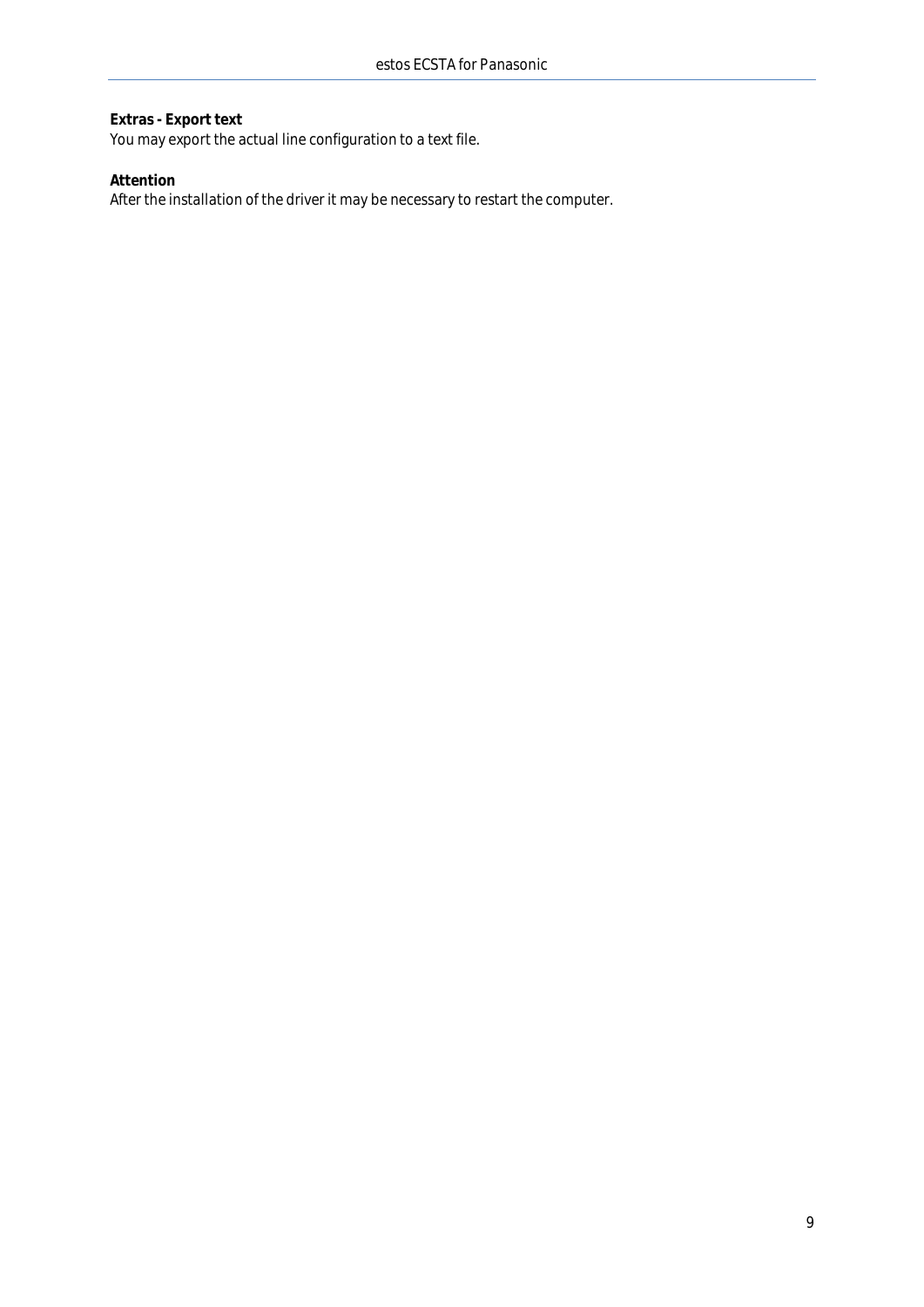**Extras - Export text**
You may export the actual line configuration to a text file.

**Attention**
After the installation of the driver it may be necessary to restart the computer.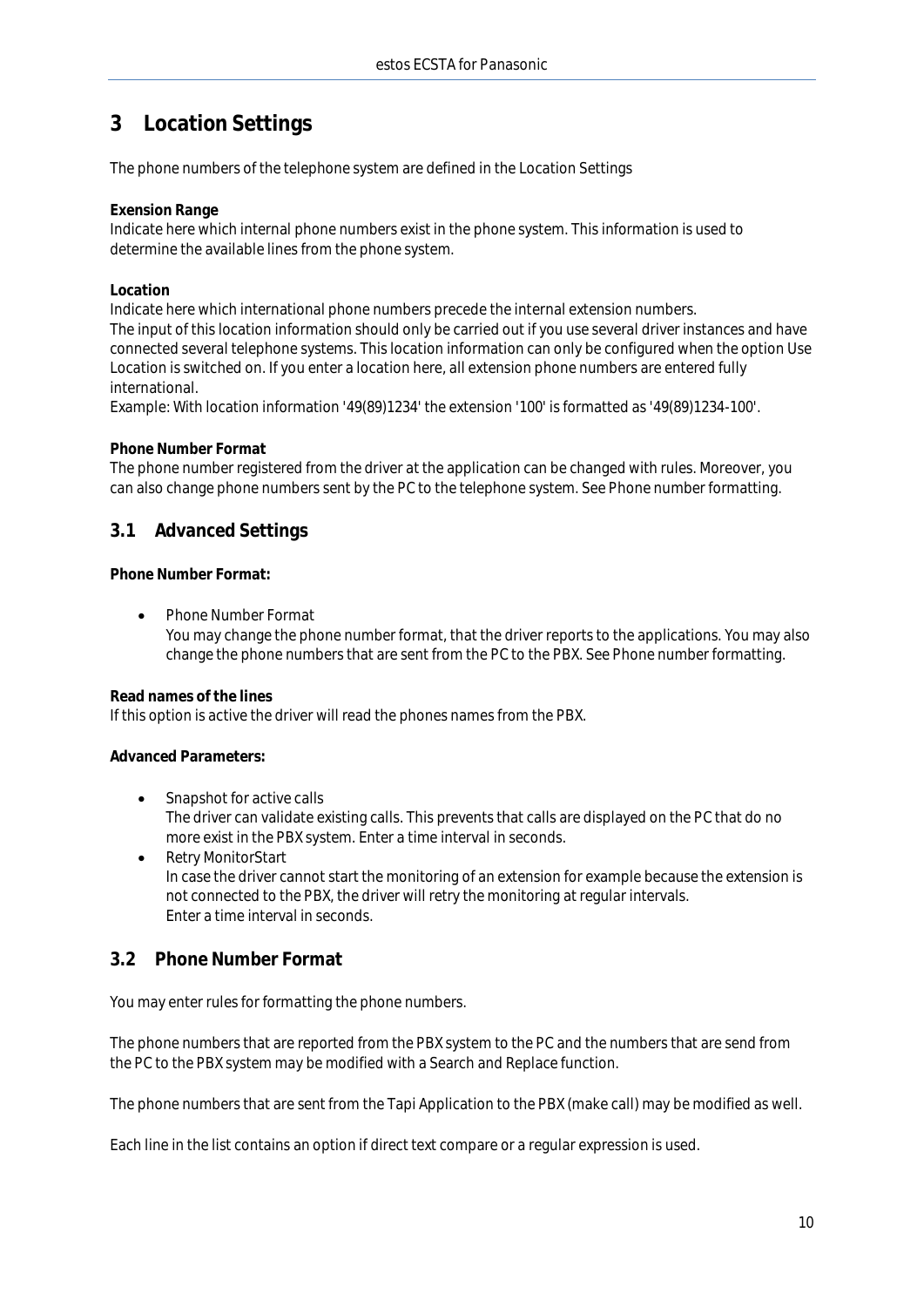# 3 Location Settings

The phone numbers of the telephone system are defined in the Location Settings

**Exension Range**
Indicate here which internal phone numbers exist in the phone system. This information is used to determine the available lines from the phone system.

**Location**
Indicate here which international phone numbers precede the internal extension numbers.
The input of this location information should only be carried out if you use several driver instances and have connected several telephone systems. This location information can only be configured when the option Use Location is switched on. If you enter a location here, all extension phone numbers are entered fully international.
Example: With location information '49(89)1234' the extension '100' is formatted as '49(89)1234-100'.

**Phone Number Format**
The phone number registered from the driver at the application can be changed with rules. Moreover, you can also change phone numbers sent by the PC to the telephone system. See Phone number formatting.

## 3.1 Advanced Settings

**Phone Number Format:**

- Phone Number Format
  You may change the phone number format, that the driver reports to the applications. You may also change the phone numbers that are sent from the PC to the PBX. See Phone number formatting.

**Read names of the lines**
If this option is active the driver will read the phones names from the PBX.

**Advanced Parameters:**

- Snapshot for active calls
  The driver can validate existing calls. This prevents that calls are displayed on the PC that do no more exist in the PBX system. Enter a time interval in seconds.
- Retry MonitorStart
  In case the driver cannot start the monitoring of an extension for example because the extension is not connected to the PBX, the driver will retry the monitoring at regular intervals.
  Enter a time interval in seconds.

## 3.2 Phone Number Format

You may enter rules for formatting the phone numbers.

The phone numbers that are reported from the PBX system to the PC and the numbers that are send from the PC to the PBX system may be modified with a Search and Replace function.

The phone numbers that are sent from the Tapi Application to the PBX (make call) may be modified as well.

Each line in the list contains an option if direct text compare or a regular expression is used.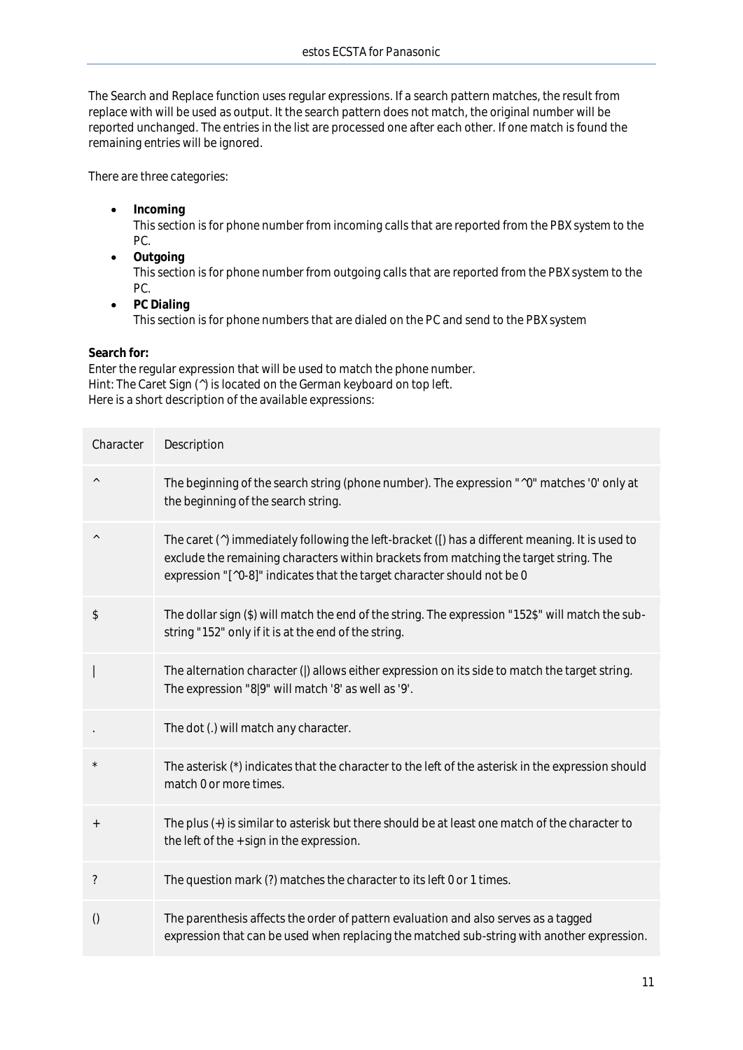The Search and Replace function uses regular expressions. If a search pattern matches, the result from replace with will be used as output. It the search pattern does not match, the original number will be reported unchanged. The entries in the list are processed one after each other. If one match is found the remaining entries will be ignored.

There are three categories:

- **Incoming**
  This section is for phone number from incoming calls that are reported from the PBX system to the PC.
- **Outgoing**
  This section is for phone number from outgoing calls that are reported from the PBX system to the PC.
- **PC Dialing**
  This section is for phone numbers that are dialed on the PC and send to the PBX system

**Search for:**
Enter the regular expression that will be used to match the phone number.
Hint: The Caret Sign (^) is located on the German keyboard on top left.
Here is a short description of the available expressions:

| Character | Description |
|---|---|
| ^ | The beginning of the search string (phone number). The expression "^0" matches '0' only at the beginning of the search string. |
| ^ | The caret (^) immediately following the left-bracket ([) has a different meaning. It is used to exclude the remaining characters within brackets from matching the target string. The expression "[^0-8]" indicates that the target character should not be 0 |
| $ | The dollar sign ($) will match the end of the string. The expression "152$" will match the sub-string "152" only if it is at the end of the string. |
| \| | The alternation character (\|) allows either expression on its side to match the target string. The expression "8\|9" will match '8' as well as '9'. |
| . | The dot (.) will match any character. |
| * | The asterisk (*) indicates that the character to the left of the asterisk in the expression should match 0 or more times. |
| + | The plus (+) is similar to asterisk but there should be at least one match of the character to the left of the + sign in the expression. |
| ? | The question mark (?) matches the character to its left 0 or 1 times. |
| () | The parenthesis affects the order of pattern evaluation and also serves as a tagged expression that can be used when replacing the matched sub-string with another expression. |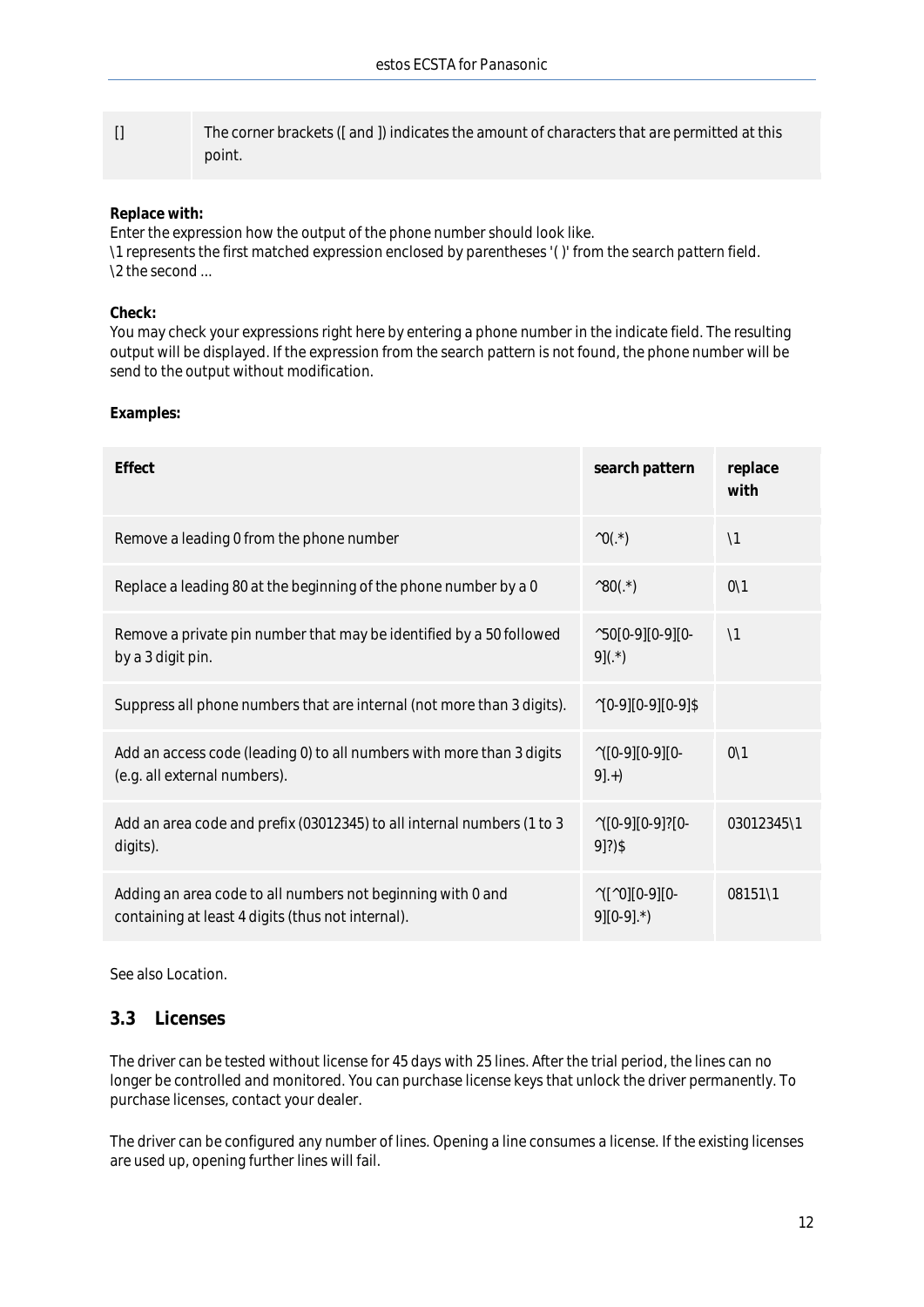| | |
|---|---|
| [] | The corner brackets ([ and ]) indicates the amount of characters that are permitted at this point. |

**Replace with:**
Enter the expression how the output of the phone number should look like.
\1 represents the first matched expression enclosed by parentheses '( )' from the search pattern field.
\2 the second ...

**Check:**
You may check your expressions right here by entering a phone number in the indicate field. The resulting output will be displayed. If the expression from the search pattern is not found, the phone number will be send to the output without modification.

**Examples:**

| Effect | search pattern | replace with |
|---|---|---|
| Remove a leading 0 from the phone number | ^0(.*) | \1 |
| Replace a leading 80 at the beginning of the phone number by a 0 | ^80(.*) | 0\1 |
| Remove a private pin number that may be identified by a 50 followed by a 3 digit pin. | ^50[0-9][0-9][0-9](.*) | \1 |
| Suppress all phone numbers that are internal (not more than 3 digits). | ^[0-9][0-9][0-9]$ | |
| Add an access code (leading 0) to all numbers with more than 3 digits (e.g. all external numbers). | ^([0-9][0-9][0-9].+) | 0\1 |
| Add an area code and prefix (03012345) to all internal numbers (1 to 3 digits). | ^([0-9][0-9]?[0-9]?)$ | 03012345\1 |
| Adding an area code to all numbers not beginning with 0 and containing at least 4 digits (thus not internal). | ^([^0][0-9][0-9][0-9].*) | 08151\1 |

See also Location.

## 3.3 Licenses

The driver can be tested without license for 45 days with 25 lines. After the trial period, the lines can no longer be controlled and monitored. You can purchase license keys that unlock the driver permanently. To purchase licenses, contact your dealer.

The driver can be configured any number of lines. Opening a line consumes a license. If the existing licenses are used up, opening further lines will fail.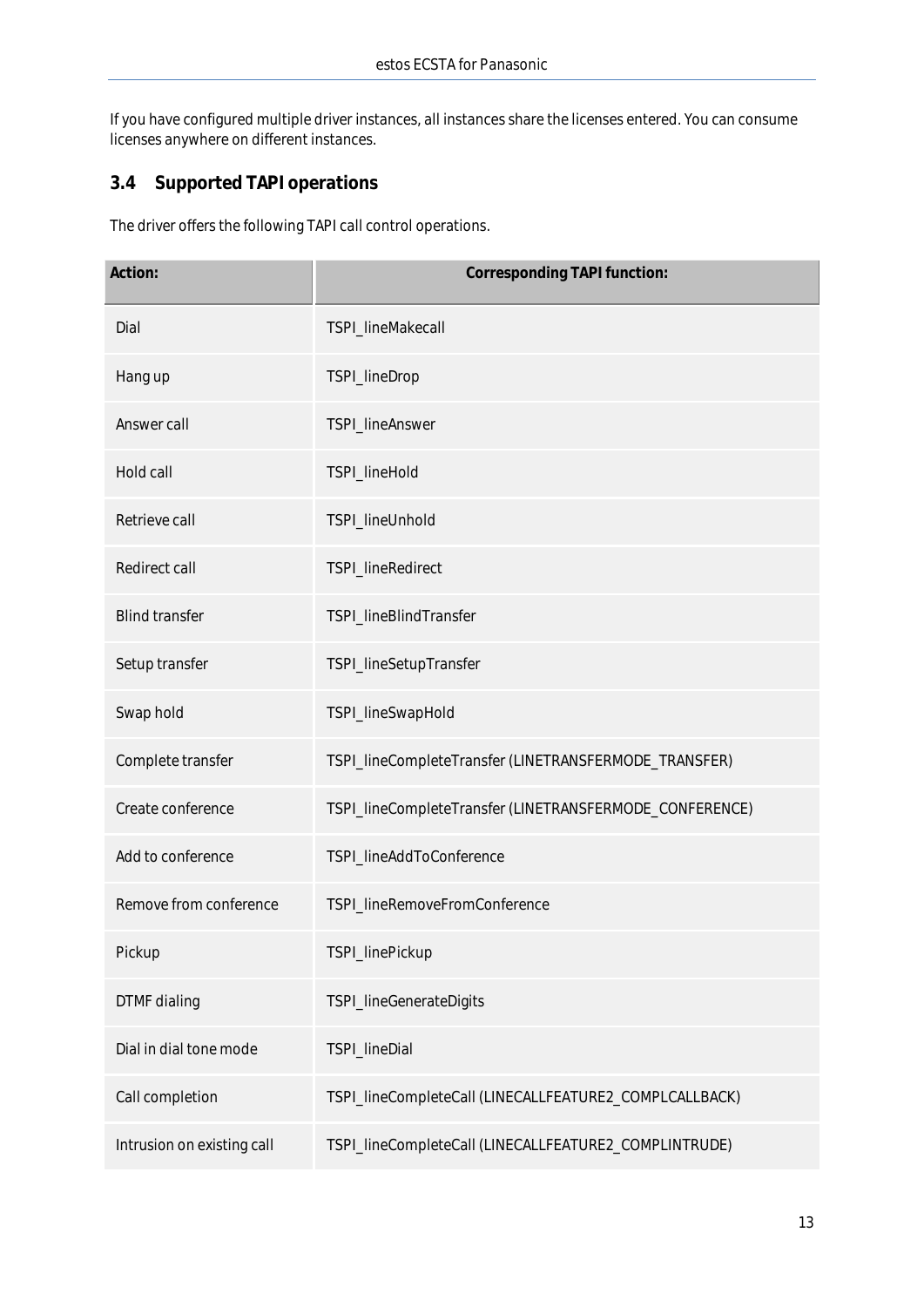If you have configured multiple driver instances, all instances share the licenses entered. You can consume licenses anywhere on different instances.

## 3.4 Supported TAPI operations

The driver offers the following TAPI call control operations.

| Action: | Corresponding TAPI function: |
|---|---|
| Dial | TSPI_lineMakecall |
| Hang up | TSPI_lineDrop |
| Answer call | TSPI_lineAnswer |
| Hold call | TSPI_lineHold |
| Retrieve call | TSPI_lineUnhold |
| Redirect call | TSPI_lineRedirect |
| Blind transfer | TSPI_lineBlindTransfer |
| Setup transfer | TSPI_lineSetupTransfer |
| Swap hold | TSPI_lineSwapHold |
| Complete transfer | TSPI_lineCompleteTransfer (LINETRANSFERMODE_TRANSFER) |
| Create conference | TSPI_lineCompleteTransfer (LINETRANSFERMODE_CONFERENCE) |
| Add to conference | TSPI_lineAddToConference |
| Remove from conference | TSPI_lineRemoveFromConference |
| Pickup | TSPI_linePickup |
| DTMF dialing | TSPI_lineGenerateDigits |
| Dial in dial tone mode | TSPI_lineDial |
| Call completion | TSPI_lineCompleteCall (LINECALLFEATURE2_COMPLCALLBACK) |
| Intrusion on existing call | TSPI_lineCompleteCall (LINECALLFEATURE2_COMPLINTRUDE) |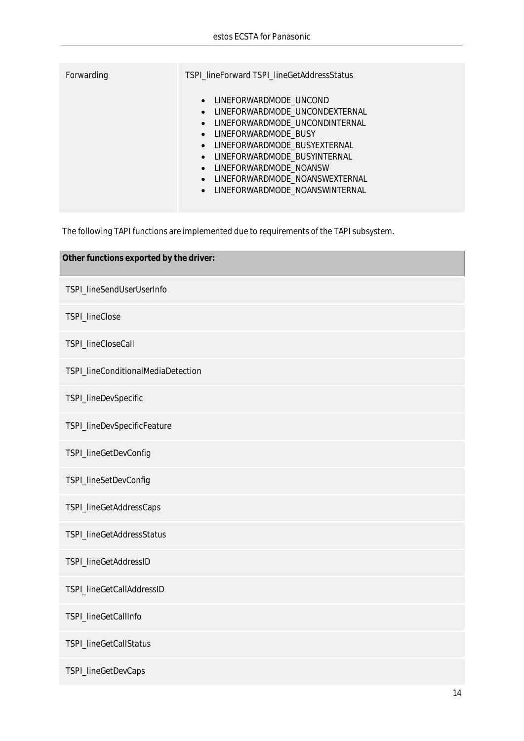| Forwarding | TSPI_lineForward TSPI_lineGetAddressStatus<br><br>• LINEFORWARDMODE_UNCOND<br>• LINEFORWARDMODE_UNCONDEXTERNAL<br>• LINEFORWARDMODE_UNCONDINTERNAL<br>• LINEFORWARDMODE_BUSY<br>• LINEFORWARDMODE_BUSYEXTERNAL<br>• LINEFORWARDMODE_BUSYINTERNAL<br>• LINEFORWARDMODE_NOANSW<br>• LINEFORWARDMODE_NOANSWEXTERNAL<br>• LINEFORWARDMODE_NOANSWINTERNAL |
|---|---|

The following TAPI functions are implemented due to requirements of the TAPI subsystem.

| **Other functions exported by the driver:** |
|---|
| TSPI_lineSendUserUserInfo |
| TSPI_lineClose |
| TSPI_lineCloseCall |
| TSPI_lineConditionalMediaDetection |
| TSPI_lineDevSpecific |
| TSPI_lineDevSpecificFeature |
| TSPI_lineGetDevConfig |
| TSPI_lineSetDevConfig |
| TSPI_lineGetAddressCaps |
| TSPI_lineGetAddressStatus |
| TSPI_lineGetAddressID |
| TSPI_lineGetCallAddressID |
| TSPI_lineGetCallInfo |
| TSPI_lineGetCallStatus |
| TSPI_lineGetDevCaps |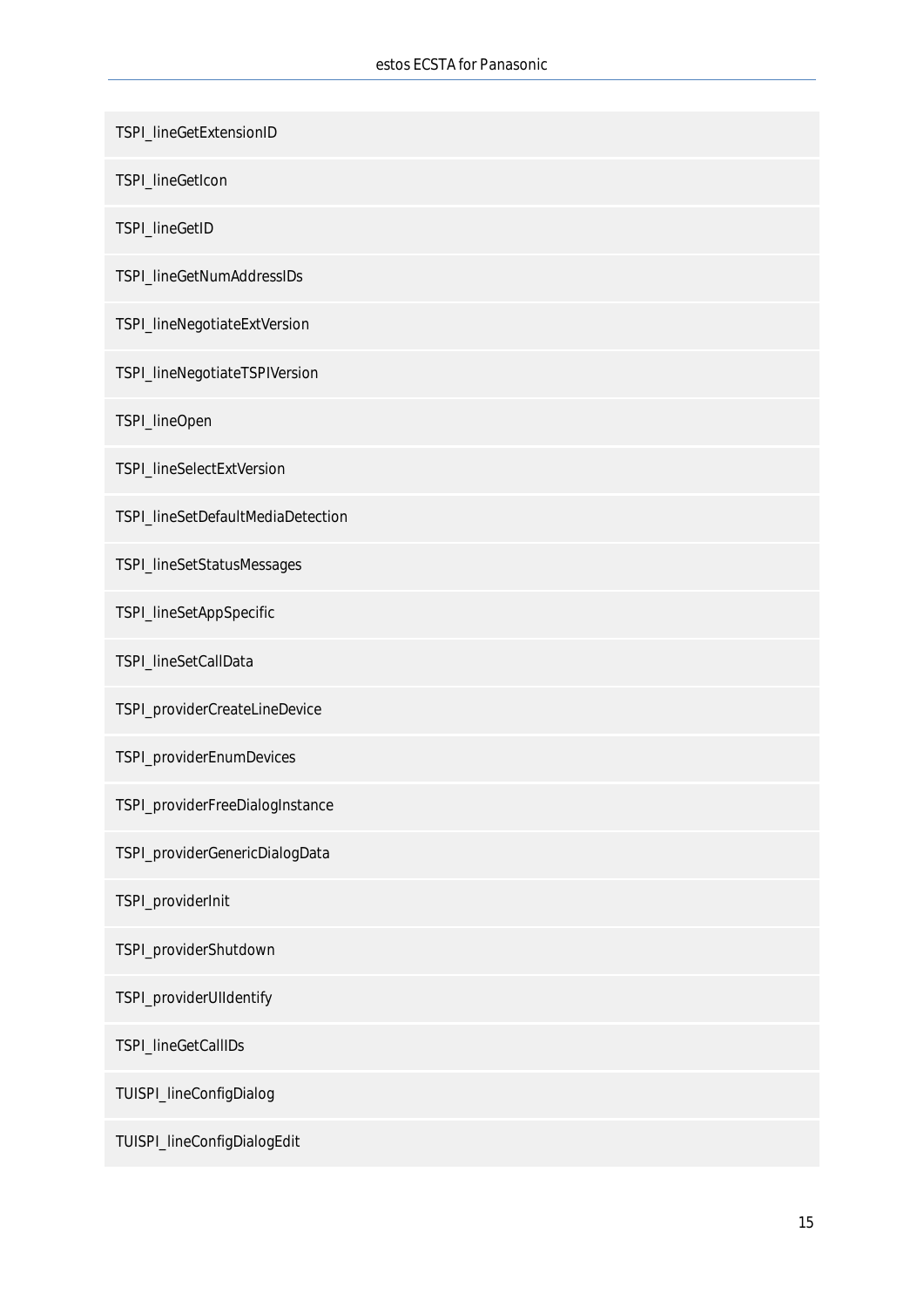| |
|---|
| TSPI_lineGetExtensionID |
| TSPI_lineGetIcon |
| TSPI_lineGetID |
| TSPI_lineGetNumAddressIDs |
| TSPI_lineNegotiateExtVersion |
| TSPI_lineNegotiateTSPIVersion |
| TSPI_lineOpen |
| TSPI_lineSelectExtVersion |
| TSPI_lineSetDefaultMediaDetection |
| TSPI_lineSetStatusMessages |
| TSPI_lineSetAppSpecific |
| TSPI_lineSetCallData |
| TSPI_providerCreateLineDevice |
| TSPI_providerEnumDevices |
| TSPI_providerFreeDialogInstance |
| TSPI_providerGenericDialogData |
| TSPI_providerInit |
| TSPI_providerShutdown |
| TSPI_providerUIIdentify |
| TSPI_lineGetCallIDs |
| TUISPI_lineConfigDialog |
| TUISPI_lineConfigDialogEdit |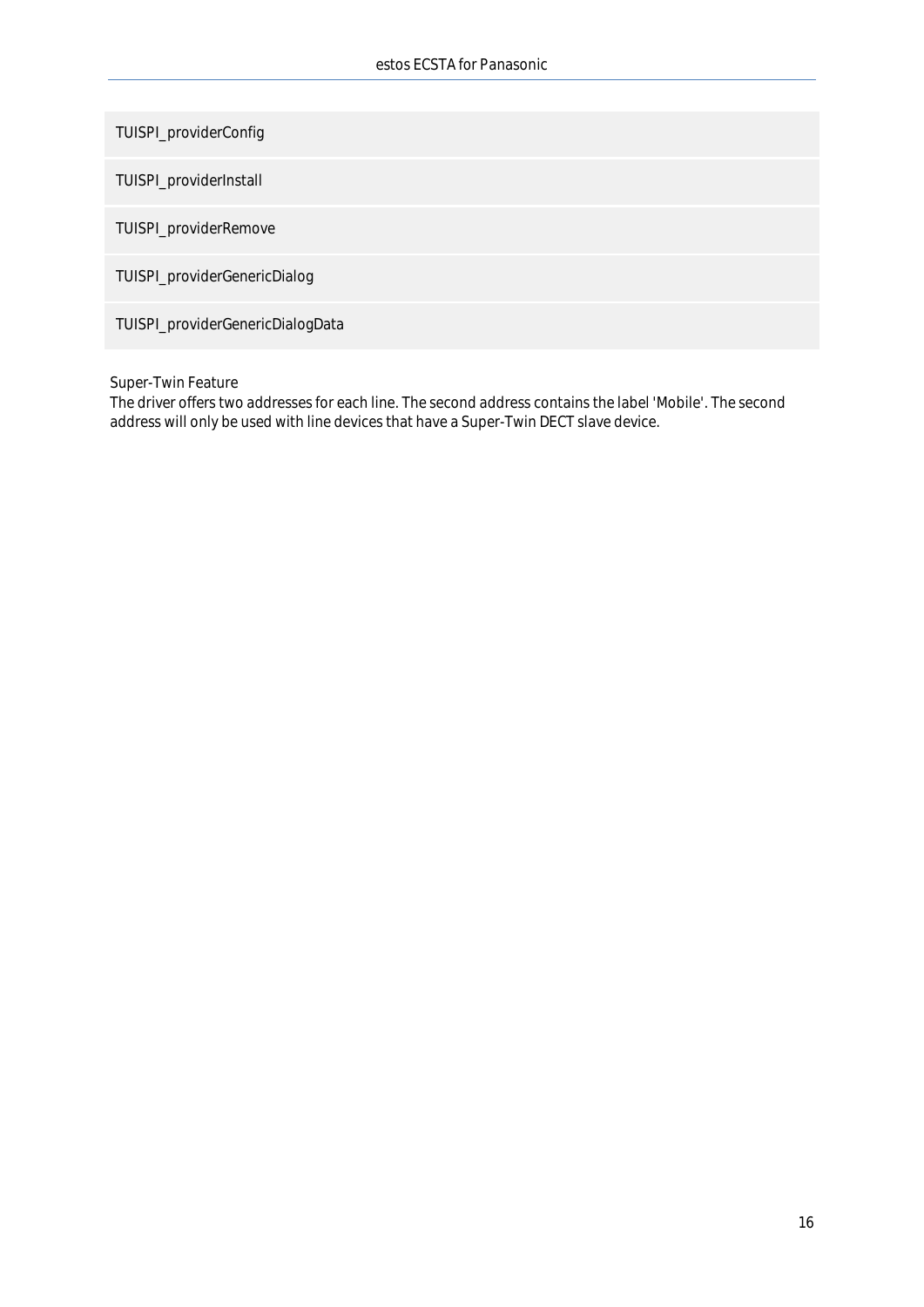| TUISPI_providerConfig |
|---|
| TUISPI_providerInstall |
| TUISPI_providerRemove |
| TUISPI_providerGenericDialog |
| TUISPI_providerGenericDialogData |

Super-Twin Feature

The driver offers two addresses for each line. The second address contains the label 'Mobile'. The second address will only be used with line devices that have a Super-Twin DECT slave device.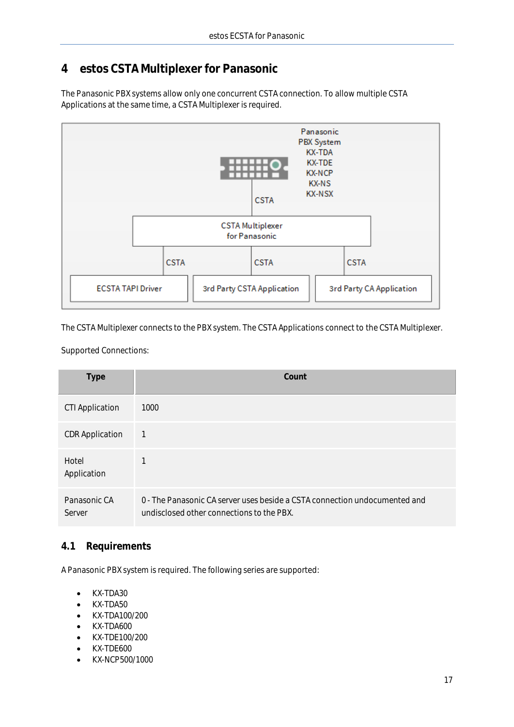# 4 estos CSTA Multiplexer for Panasonic

The Panasonic PBX systems allow only one concurrent CSTA connection. To allow multiple CSTA Applications at the same time, a CSTA Multiplexer is required.

The CSTA Multiplexer connects to the PBX system. The CSTA Applications connect to the CSTA Multiplexer.

Supported Connections:

| Type | Count |
| --- | --- |
| CTI Application | 1000 |
| CDR Application | 1 |
| Hotel Application | 1 |
| Panasonic CA Server | 0 - The Panasonic CA server uses beside a CSTA connection undocumented and undisclosed other connections to the PBX. |

## 4.1 Requirements

A Panasonic PBX system is required. The following series are supported:

- KX-TDA30
- KX-TDA50
- KX-TDA100/200
- KX-TDA600
- KX-TDE100/200
- KX-TDE600
- KX-NCP500/1000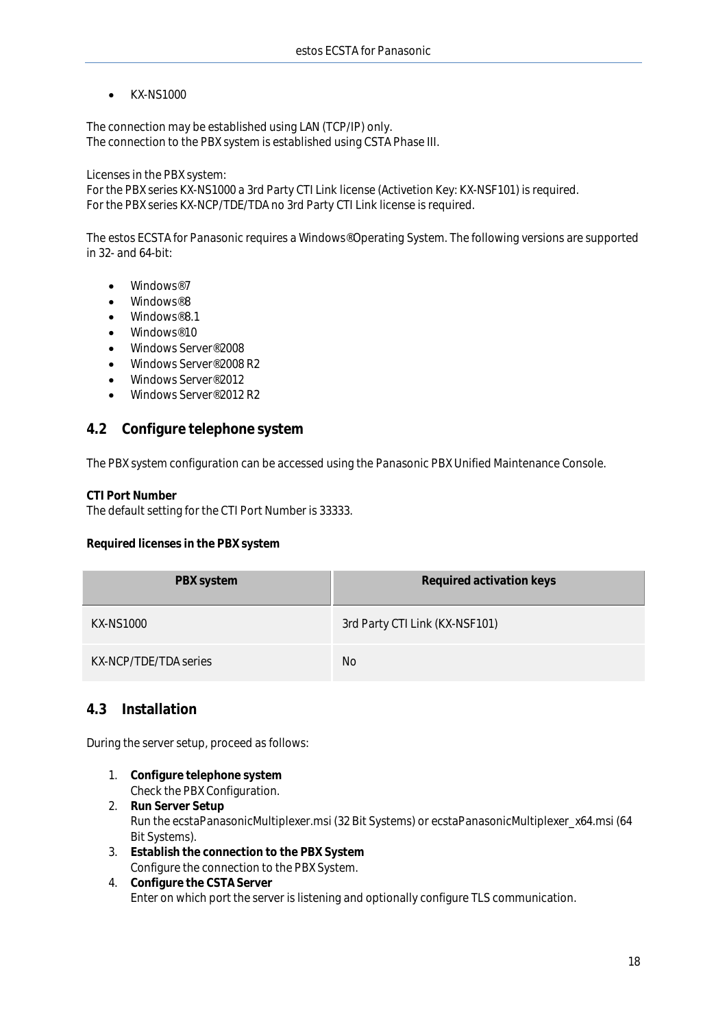- KX-NS1000

The connection may be established using LAN (TCP/IP) only.
The connection to the PBX system is established using CSTA Phase III.

Licenses in the PBX system:
For the PBX series KX-NS1000 a 3rd Party CTI Link license (Activetion Key: KX-NSF101) is required.
For the PBX series KX-NCP/TDE/TDA no 3rd Party CTI Link license is required.

The estos ECSTA for Panasonic requires a Windows® Operating System. The following versions are supported in 32- and 64-bit:

- Windows® 7
- Windows® 8
- Windows® 8.1
- Windows® 10
- Windows Server® 2008
- Windows Server® 2008 R2
- Windows Server® 2012
- Windows Server® 2012 R2

## 4.2 Configure telephone system

The PBX system configuration can be accessed using the Panasonic PBX Unified Maintenance Console.

**CTI Port Number**
The default setting for the CTI Port Number is 33333.

**Required licenses in the PBX system**

| PBX system | Required activation keys |
|---|---|
| KX-NS1000 | 3rd Party CTI Link (KX-NSF101) |
| KX-NCP/TDE/TDA series | No |

## 4.3 Installation

During the server setup, proceed as follows:

1. **Configure telephone system**
   Check the PBX Configuration.
2. **Run Server Setup**
   Run the ecstaPanasonicMultiplexer.msi (32 Bit Systems) or ecstaPanasonicMultiplexer_x64.msi (64 Bit Systems).
3. **Establish the connection to the PBX System**
   Configure the connection to the PBX System.
4. **Configure the CSTA Server**
   Enter on which port the server is listening and optionally configure TLS communication.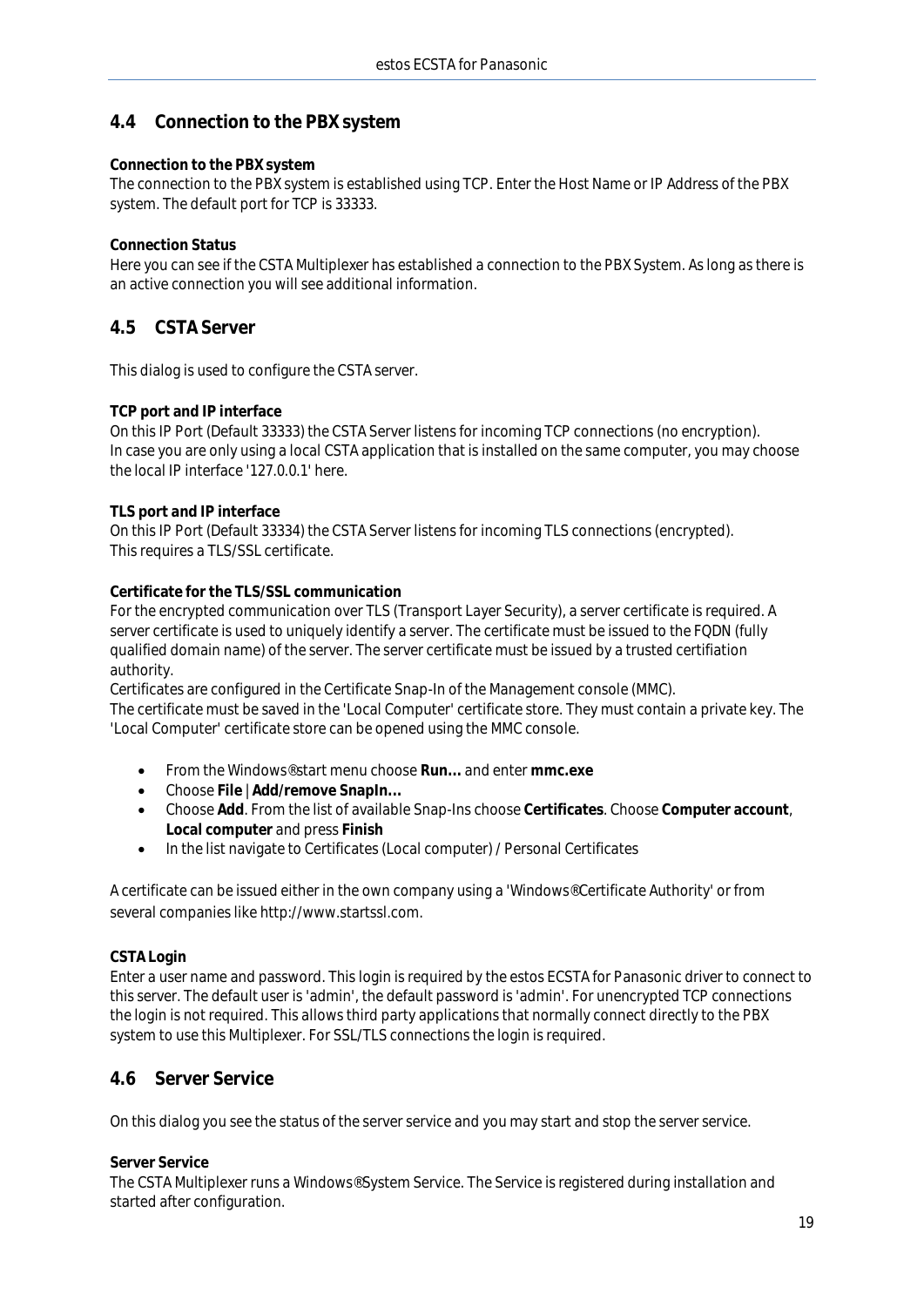## 4.4 Connection to the PBX system

**Connection to the PBX system**
The connection to the PBX system is established using TCP. Enter the Host Name or IP Address of the PBX system. The default port for TCP is 33333.

**Connection Status**
Here you can see if the CSTA Multiplexer has established a connection to the PBX System. As long as there is an active connection you will see additional information.

## 4.5 CSTA Server

This dialog is used to configure the CSTA server.

**TCP port and IP interface**
On this IP Port (Default 33333) the CSTA Server listens for incoming TCP connections (no encryption).
In case you are only using a local CSTA application that is installed on the same computer, you may choose the local IP interface '127.0.0.1' here.

**TLS port and IP interface**
On this IP Port (Default 33334) the CSTA Server listens for incoming TLS connections (encrypted).
This requires a TLS/SSL certificate.

**Certificate for the TLS/SSL communication**
For the encrypted communication over TLS (Transport Layer Security), a server certificate is required. A server certificate is used to uniquely identify a server. The certificate must be issued to the FQDN (fully qualified domain name) of the server. The server certificate must be issued by a trusted certifiation authority.
Certificates are configured in the Certificate Snap-In of the Management console (MMC).
The certificate must be saved in the 'Local Computer' certificate store. They must contain a private key. The 'Local Computer' certificate store can be opened using the MMC console.

- From the Windows® start menu choose **Run...** and enter **mmc.exe**
- Choose **File** | **Add/remove SnapIn...**
- Choose **Add**. From the list of available Snap-Ins choose **Certificates**. Choose **Computer account**, **Local computer** and press **Finish**
- In the list navigate to Certificates (Local computer) / Personal Certificates

A certificate can be issued either in the own company using a 'Windows® Certificate Authority' or from several companies like http://www.startssl.com.

**CSTA Login**
Enter a user name and password. This login is required by the estos ECSTA for Panasonic driver to connect to this server. The default user is 'admin', the default password is 'admin'. For unencrypted TCP connections the login is not required. This allows third party applications that normally connect directly to the PBX system to use this Multiplexer. For SSL/TLS connections the login is required.

## 4.6 Server Service

On this dialog you see the status of the server service and you may start and stop the server service.

**Server Service**
The CSTA Multiplexer runs a Windows® System Service. The Service is registered during installation and started after configuration.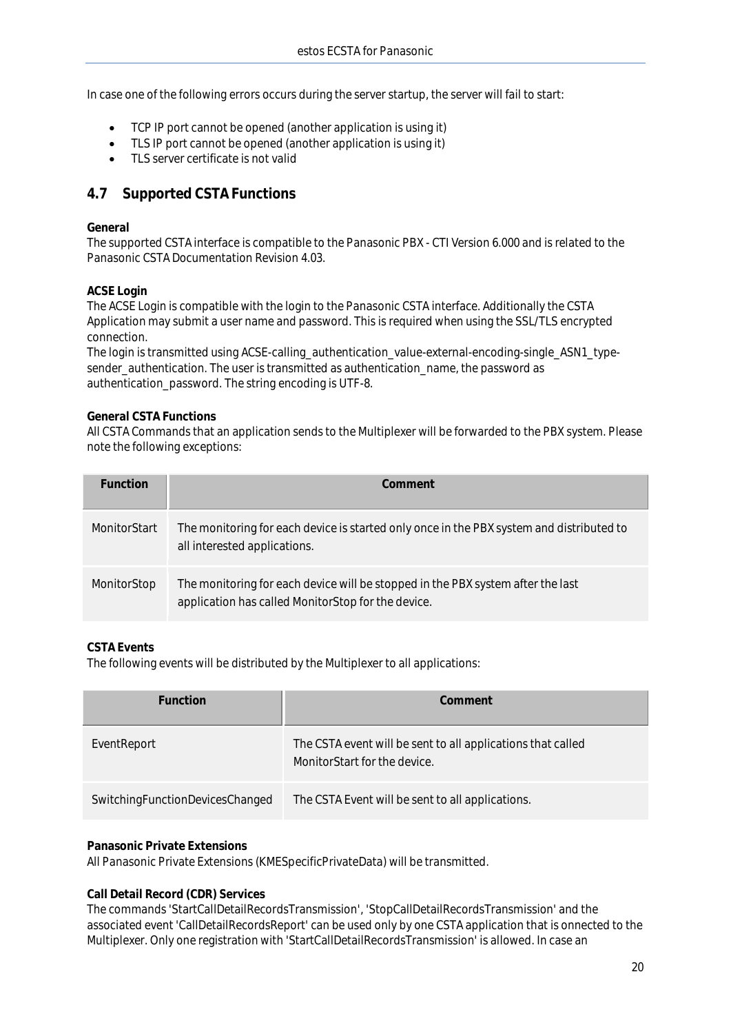In case one of the following errors occurs during the server startup, the server will fail to start:

- TCP IP port cannot be opened (another application is using it)
- TLS IP port cannot be opened (another application is using it)
- TLS server certificate is not valid

## 4.7 Supported CSTA Functions

**General**
The supported CSTA interface is compatible to the Panasonic PBX - CTI Version 6.000 and is related to the Panasonic CSTA Documentation Revision 4.03.

**ACSE Login**
The ACSE Login is compatible with the login to the Panasonic CSTA interface. Additionally the CSTA Application may submit a user name and password. This is required when using the SSL/TLS encrypted connection.
The login is transmitted using ACSE-calling_authentication_value-external-encoding-single_ASN1_type-sender_authentication. The user is transmitted as authentication_name, the password as authentication_password. The string encoding is UTF-8.

**General CSTA Functions**
All CSTA Commands that an application sends to the Multiplexer will be forwarded to the PBX system. Please note the following exceptions:

| Function | Comment |
|---|---|
| MonitorStart | The monitoring for each device is started only once in the PBX system and distributed to all interested applications. |
| MonitorStop | The monitoring for each device will be stopped in the PBX system after the last application has called MonitorStop for the device. |

**CSTA Events**
The following events will be distributed by the Multiplexer to all applications:

| Function | Comment |
|---|---|
| EventReport | The CSTA event will be sent to all applications that called MonitorStart for the device. |
| SwitchingFunctionDevicesChanged | The CSTA Event will be sent to all applications. |

**Panasonic Private Extensions**
All Panasonic Private Extensions (KMESpecificPrivateData) will be transmitted.

**Call Detail Record (CDR) Services**
The commands 'StartCallDetailRecordsTransmission', 'StopCallDetailRecordsTransmission' and the associated event 'CallDetailRecordsReport' can be used only by one CSTA application that is onnected to the Multiplexer. Only one registration with 'StartCallDetailRecordsTransmission' is allowed. In case an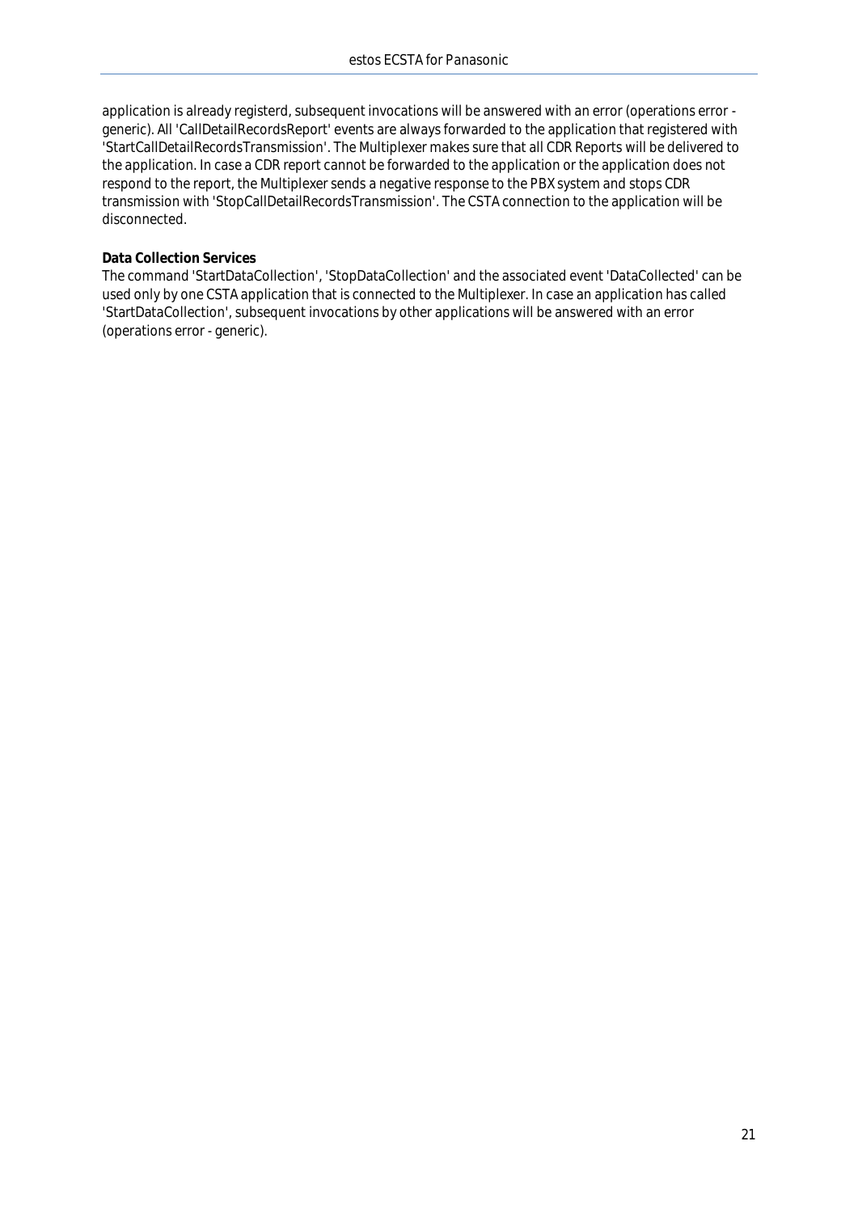application is already registerd, subsequent invocations will be answered with an error (operations error - generic). All 'CallDetailRecordsReport' events are always forwarded to the application that registered with 'StartCallDetailRecordsTransmission'. The Multiplexer makes sure that all CDR Reports will be delivered to the application. In case a CDR report cannot be forwarded to the application or the application does not respond to the report, the Multiplexer sends a negative response to the PBX system and stops CDR transmission with 'StopCallDetailRecordsTransmission'. The CSTA connection to the application will be disconnected.

**Data Collection Services**

The command 'StartDataCollection', 'StopDataCollection' and the associated event 'DataCollected' can be used only by one CSTA application that is connected to the Multiplexer. In case an application has called 'StartDataCollection', subsequent invocations by other applications will be answered with an error (operations error - generic).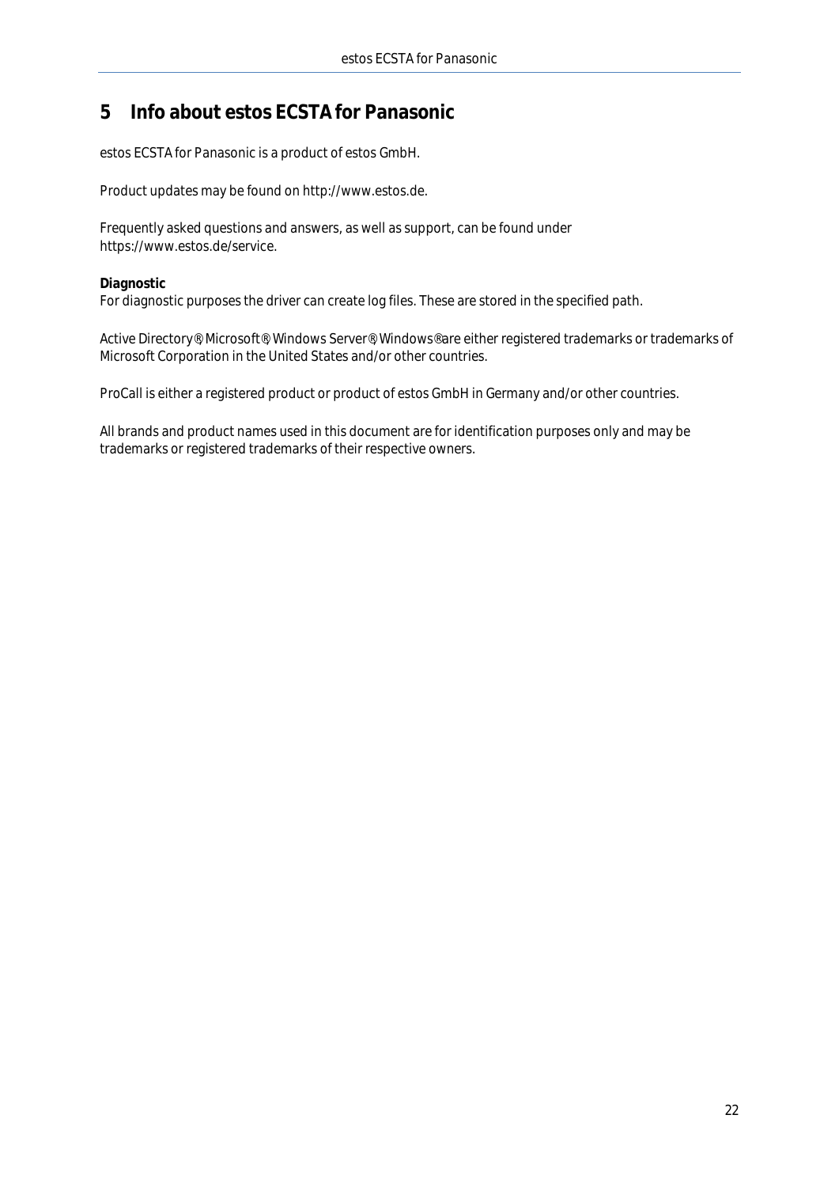# 5 Info about estos ECSTA for Panasonic

estos ECSTA for Panasonic is a product of estos GmbH.

Product updates may be found on http://www.estos.de.

Frequently asked questions and answers, as well as support, can be found under https://www.estos.de/service.

**Diagnostic**
For diagnostic purposes the driver can create log files. These are stored in the specified path.

Active Directory®, Microsoft®, Windows Server®, Windows® are either registered trademarks or trademarks of Microsoft Corporation in the United States and/or other countries.

ProCall is either a registered product or product of estos GmbH in Germany and/or other countries.

All brands and product names used in this document are for identification purposes only and may be trademarks or registered trademarks of their respective owners.